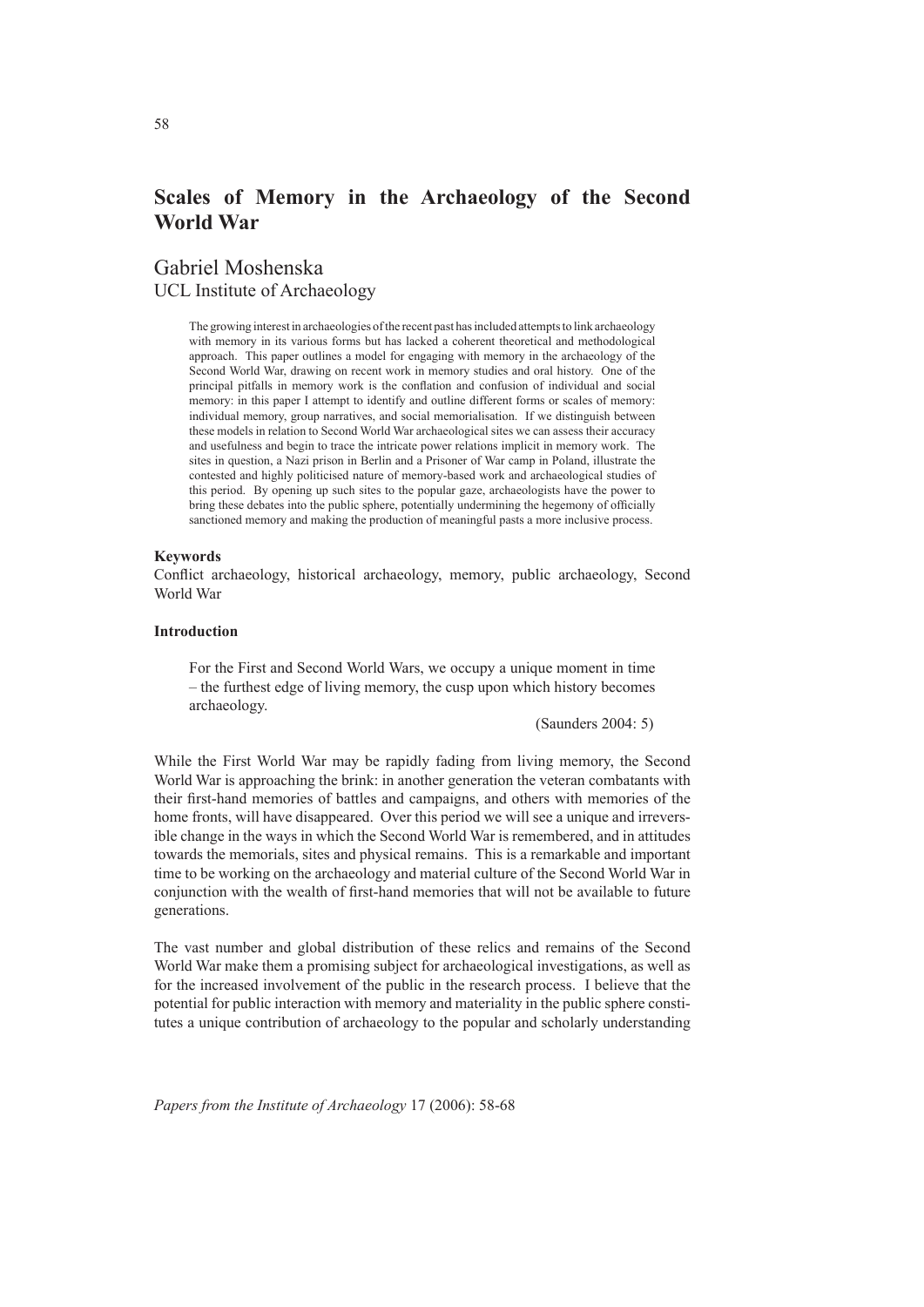# Scales of Memory in the Archaeology of the Second World War

Gabriel Moshenska
UCL Institute of Archaeology

> The growing interest in archaeologies of the recent past has included attempts to link archaeology with memory in its various forms but has lacked a coherent theoretical and methodological approach. This paper outlines a model for engaging with memory in the archaeology of the Second World War, drawing on recent work in memory studies and oral history. One of the principal pitfalls in memory work is the conflation and confusion of individual and social memory: in this paper I attempt to identify and outline different forms or scales of memory: individual memory, group narratives, and social memorialisation. If we distinguish between these models in relation to Second World War archaeological sites we can assess their accuracy and usefulness and begin to trace the intricate power relations implicit in memory work. The sites in question, a Nazi prison in Berlin and a Prisoner of War camp in Poland, illustrate the contested and highly politicised nature of memory-based work and archaeological studies of this period. By opening up such sites to the popular gaze, archaeologists have the power to bring these debates into the public sphere, potentially undermining the hegemony of officially sanctioned memory and making the production of meaningful pasts a more inclusive process.

**Keywords**

Conflict archaeology, historical archaeology, memory, public archaeology, Second World War

**Introduction**

> For the First and Second World Wars, we occupy a unique moment in time – the furthest edge of living memory, the cusp upon which history becomes archaeology.
>
> (Saunders 2004: 5)

While the First World War may be rapidly fading from living memory, the Second World War is approaching the brink: in another generation the veteran combatants with their first-hand memories of battles and campaigns, and others with memories of the home fronts, will have disappeared. Over this period we will see a unique and irreversible change in the ways in which the Second World War is remembered, and in attitudes towards the memorials, sites and physical remains. This is a remarkable and important time to be working on the archaeology and material culture of the Second World War in conjunction with the wealth of first-hand memories that will not be available to future generations.

The vast number and global distribution of these relics and remains of the Second World War make them a promising subject for archaeological investigations, as well as for the increased involvement of the public in the research process. I believe that the potential for public interaction with memory and materiality in the public sphere constitutes a unique contribution of archaeology to the popular and scholarly understanding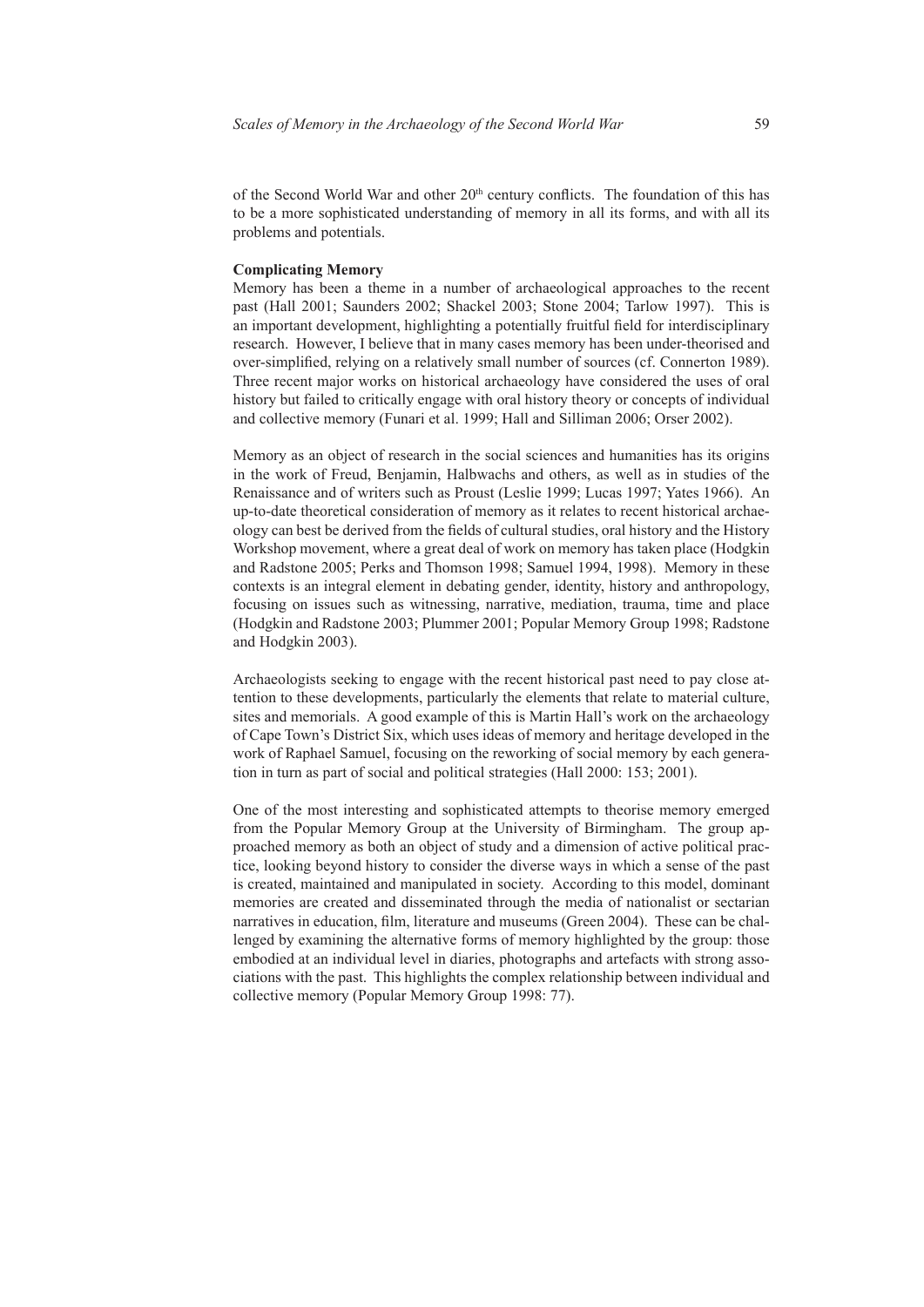of the Second World War and other 20th century conflicts. The foundation of this has to be a more sophisticated understanding of memory in all its forms, and with all its problems and potentials.

**Complicating Memory**

Memory has been a theme in a number of archaeological approaches to the recent past (Hall 2001; Saunders 2002; Shackel 2003; Stone 2004; Tarlow 1997). This is an important development, highlighting a potentially fruitful field for interdisciplinary research. However, I believe that in many cases memory has been under-theorised and over-simplified, relying on a relatively small number of sources (cf. Connerton 1989). Three recent major works on historical archaeology have considered the uses of oral history but failed to critically engage with oral history theory or concepts of individual and collective memory (Funari et al. 1999; Hall and Silliman 2006; Orser 2002).

Memory as an object of research in the social sciences and humanities has its origins in the work of Freud, Benjamin, Halbwachs and others, as well as in studies of the Renaissance and of writers such as Proust (Leslie 1999; Lucas 1997; Yates 1966). An up-to-date theoretical consideration of memory as it relates to recent historical archaeology can best be derived from the fields of cultural studies, oral history and the History Workshop movement, where a great deal of work on memory has taken place (Hodgkin and Radstone 2005; Perks and Thomson 1998; Samuel 1994, 1998). Memory in these contexts is an integral element in debating gender, identity, history and anthropology, focusing on issues such as witnessing, narrative, mediation, trauma, time and place (Hodgkin and Radstone 2003; Plummer 2001; Popular Memory Group 1998; Radstone and Hodgkin 2003).

Archaeologists seeking to engage with the recent historical past need to pay close attention to these developments, particularly the elements that relate to material culture, sites and memorials. A good example of this is Martin Hall's work on the archaeology of Cape Town's District Six, which uses ideas of memory and heritage developed in the work of Raphael Samuel, focusing on the reworking of social memory by each generation in turn as part of social and political strategies (Hall 2000: 153; 2001).

One of the most interesting and sophisticated attempts to theorise memory emerged from the Popular Memory Group at the University of Birmingham. The group approached memory as both an object of study and a dimension of active political practice, looking beyond history to consider the diverse ways in which a sense of the past is created, maintained and manipulated in society. According to this model, dominant memories are created and disseminated through the media of nationalist or sectarian narratives in education, film, literature and museums (Green 2004). These can be challenged by examining the alternative forms of memory highlighted by the group: those embodied at an individual level in diaries, photographs and artefacts with strong associations with the past. This highlights the complex relationship between individual and collective memory (Popular Memory Group 1998: 77).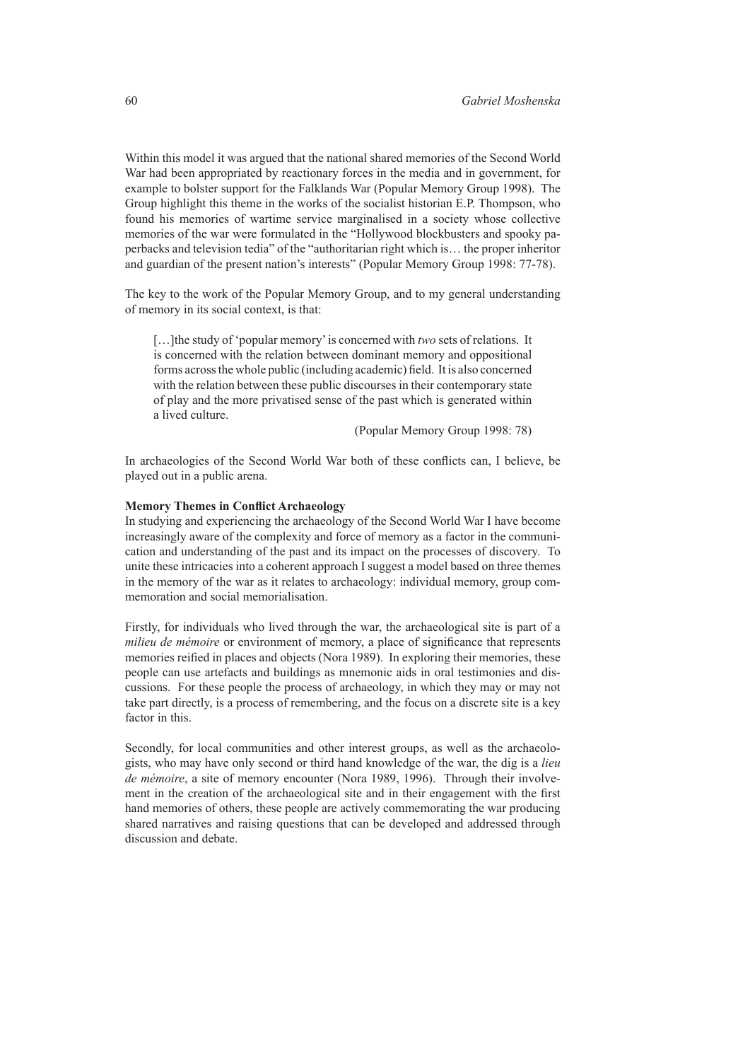Within this model it was argued that the national shared memories of the Second World War had been appropriated by reactionary forces in the media and in government, for example to bolster support for the Falklands War (Popular Memory Group 1998). The Group highlight this theme in the works of the socialist historian E.P. Thompson, who found his memories of wartime service marginalised in a society whose collective memories of the war were formulated in the "Hollywood blockbusters and spooky paperbacks and television tedia" of the "authoritarian right which is… the proper inheritor and guardian of the present nation's interests" (Popular Memory Group 1998: 77-78).

The key to the work of the Popular Memory Group, and to my general understanding of memory in its social context, is that:

> […]the study of 'popular memory' is concerned with *two* sets of relations. It is concerned with the relation between dominant memory and oppositional forms across the whole public (including academic) field. It is also concerned with the relation between these public discourses in their contemporary state of play and the more privatised sense of the past which is generated within a lived culture.
>
> (Popular Memory Group 1998: 78)

In archaeologies of the Second World War both of these conflicts can, I believe, be played out in a public arena.

**Memory Themes in Conflict Archaeology**

In studying and experiencing the archaeology of the Second World War I have become increasingly aware of the complexity and force of memory as a factor in the communication and understanding of the past and its impact on the processes of discovery. To unite these intricacies into a coherent approach I suggest a model based on three themes in the memory of the war as it relates to archaeology: individual memory, group commemoration and social memorialisation.

Firstly, for individuals who lived through the war, the archaeological site is part of a *milieu de mémoire* or environment of memory, a place of significance that represents memories reified in places and objects (Nora 1989). In exploring their memories, these people can use artefacts and buildings as mnemonic aids in oral testimonies and discussions. For these people the process of archaeology, in which they may or may not take part directly, is a process of remembering, and the focus on a discrete site is a key factor in this.

Secondly, for local communities and other interest groups, as well as the archaeologists, who may have only second or third hand knowledge of the war, the dig is a *lieu de mémoire*, a site of memory encounter (Nora 1989, 1996). Through their involvement in the creation of the archaeological site and in their engagement with the first hand memories of others, these people are actively commemorating the war producing shared narratives and raising questions that can be developed and addressed through discussion and debate.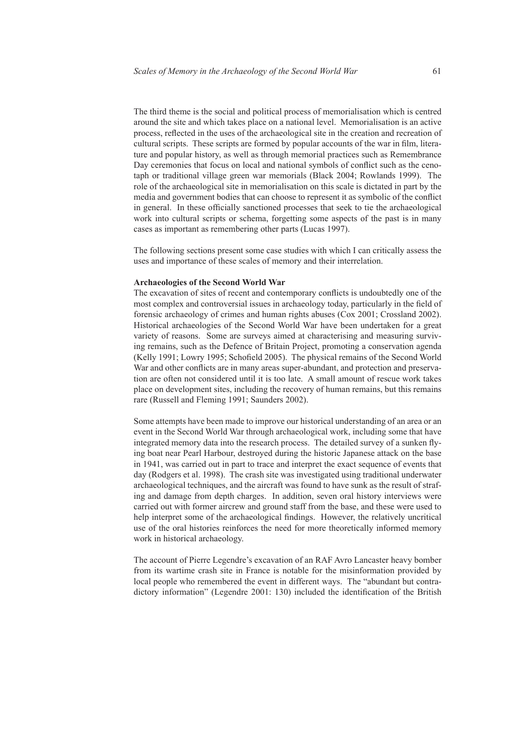The third theme is the social and political process of memorialisation which is centred around the site and which takes place on a national level. Memorialisation is an active process, reflected in the uses of the archaeological site in the creation and recreation of cultural scripts. These scripts are formed by popular accounts of the war in film, literature and popular history, as well as through memorial practices such as Remembrance Day ceremonies that focus on local and national symbols of conflict such as the cenotaph or traditional village green war memorials (Black 2004; Rowlands 1999). The role of the archaeological site in memorialisation on this scale is dictated in part by the media and government bodies that can choose to represent it as symbolic of the conflict in general. In these officially sanctioned processes that seek to tie the archaeological work into cultural scripts or schema, forgetting some aspects of the past is in many cases as important as remembering other parts (Lucas 1997).

The following sections present some case studies with which I can critically assess the uses and importance of these scales of memory and their interrelation.

**Archaeologies of the Second World War**

The excavation of sites of recent and contemporary conflicts is undoubtedly one of the most complex and controversial issues in archaeology today, particularly in the field of forensic archaeology of crimes and human rights abuses (Cox 2001; Crossland 2002). Historical archaeologies of the Second World War have been undertaken for a great variety of reasons. Some are surveys aimed at characterising and measuring surviving remains, such as the Defence of Britain Project, promoting a conservation agenda (Kelly 1991; Lowry 1995; Schofield 2005). The physical remains of the Second World War and other conflicts are in many areas super-abundant, and protection and preservation are often not considered until it is too late. A small amount of rescue work takes place on development sites, including the recovery of human remains, but this remains rare (Russell and Fleming 1991; Saunders 2002).

Some attempts have been made to improve our historical understanding of an area or an event in the Second World War through archaeological work, including some that have integrated memory data into the research process. The detailed survey of a sunken flying boat near Pearl Harbour, destroyed during the historic Japanese attack on the base in 1941, was carried out in part to trace and interpret the exact sequence of events that day (Rodgers et al. 1998). The crash site was investigated using traditional underwater archaeological techniques, and the aircraft was found to have sunk as the result of strafing and damage from depth charges. In addition, seven oral history interviews were carried out with former aircrew and ground staff from the base, and these were used to help interpret some of the archaeological findings. However, the relatively uncritical use of the oral histories reinforces the need for more theoretically informed memory work in historical archaeology.

The account of Pierre Legendre's excavation of an RAF Avro Lancaster heavy bomber from its wartime crash site in France is notable for the misinformation provided by local people who remembered the event in different ways. The "abundant but contradictory information" (Legendre 2001: 130) included the identification of the British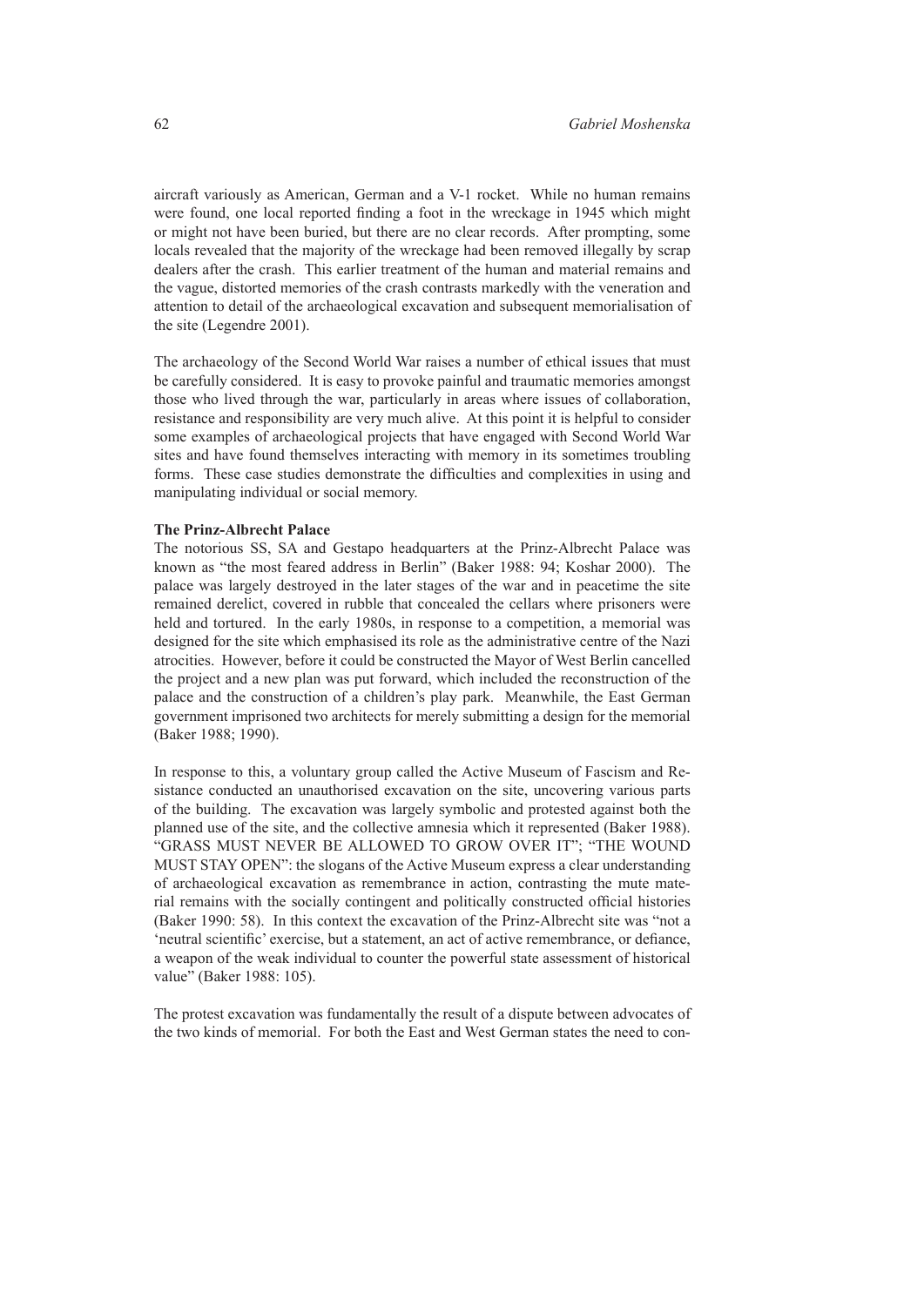aircraft variously as American, German and a V-1 rocket. While no human remains were found, one local reported finding a foot in the wreckage in 1945 which might or might not have been buried, but there are no clear records. After prompting, some locals revealed that the majority of the wreckage had been removed illegally by scrap dealers after the crash. This earlier treatment of the human and material remains and the vague, distorted memories of the crash contrasts markedly with the veneration and attention to detail of the archaeological excavation and subsequent memorialisation of the site (Legendre 2001).

The archaeology of the Second World War raises a number of ethical issues that must be carefully considered. It is easy to provoke painful and traumatic memories amongst those who lived through the war, particularly in areas where issues of collaboration, resistance and responsibility are very much alive. At this point it is helpful to consider some examples of archaeological projects that have engaged with Second World War sites and have found themselves interacting with memory in its sometimes troubling forms. These case studies demonstrate the difficulties and complexities in using and manipulating individual or social memory.

**The Prinz-Albrecht Palace**

The notorious SS, SA and Gestapo headquarters at the Prinz-Albrecht Palace was known as "the most feared address in Berlin" (Baker 1988: 94; Koshar 2000). The palace was largely destroyed in the later stages of the war and in peacetime the site remained derelict, covered in rubble that concealed the cellars where prisoners were held and tortured. In the early 1980s, in response to a competition, a memorial was designed for the site which emphasised its role as the administrative centre of the Nazi atrocities. However, before it could be constructed the Mayor of West Berlin cancelled the project and a new plan was put forward, which included the reconstruction of the palace and the construction of a children's play park. Meanwhile, the East German government imprisoned two architects for merely submitting a design for the memorial (Baker 1988; 1990).

In response to this, a voluntary group called the Active Museum of Fascism and Resistance conducted an unauthorised excavation on the site, uncovering various parts of the building. The excavation was largely symbolic and protested against both the planned use of the site, and the collective amnesia which it represented (Baker 1988). "GRASS MUST NEVER BE ALLOWED TO GROW OVER IT"; "THE WOUND MUST STAY OPEN": the slogans of the Active Museum express a clear understanding of archaeological excavation as remembrance in action, contrasting the mute material remains with the socially contingent and politically constructed official histories (Baker 1990: 58). In this context the excavation of the Prinz-Albrecht site was "not a 'neutral scientific' exercise, but a statement, an act of active remembrance, or defiance, a weapon of the weak individual to counter the powerful state assessment of historical value" (Baker 1988: 105).

The protest excavation was fundamentally the result of a dispute between advocates of the two kinds of memorial. For both the East and West German states the need to con-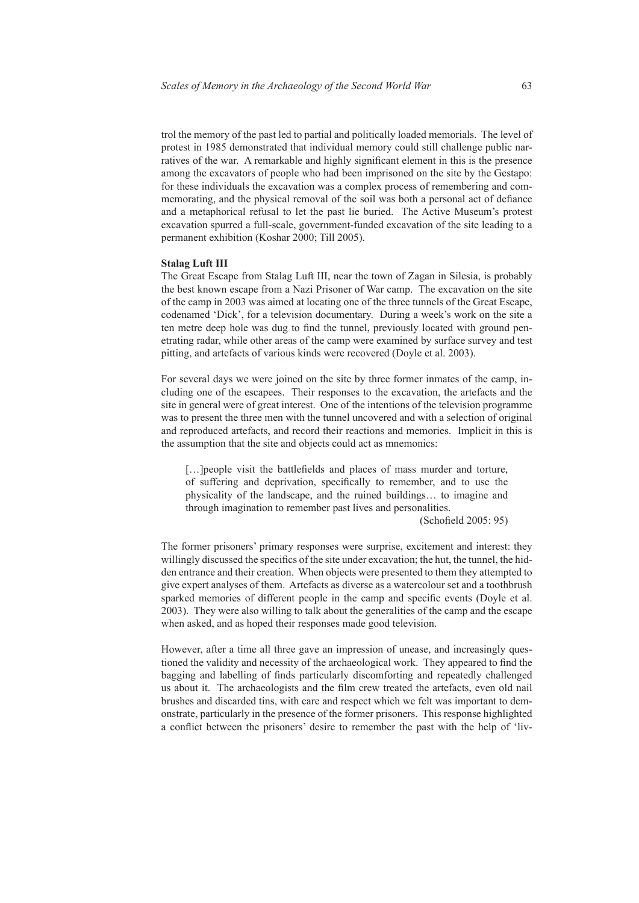trol the memory of the past led to partial and politically loaded memorials. The level of protest in 1985 demonstrated that individual memory could still challenge public narratives of the war. A remarkable and highly significant element in this is the presence among the excavators of people who had been imprisoned on the site by the Gestapo: for these individuals the excavation was a complex process of remembering and commemorating, and the physical removal of the soil was both a personal act of defiance and a metaphorical refusal to let the past lie buried. The Active Museum's protest excavation spurred a full-scale, government-funded excavation of the site leading to a permanent exhibition (Koshar 2000; Till 2005).

**Stalag Luft III**

The Great Escape from Stalag Luft III, near the town of Zagan in Silesia, is probably the best known escape from a Nazi Prisoner of War camp. The excavation on the site of the camp in 2003 was aimed at locating one of the three tunnels of the Great Escape, codenamed 'Dick', for a television documentary. During a week's work on the site a ten metre deep hole was dug to find the tunnel, previously located with ground penetrating radar, while other areas of the camp were examined by surface survey and test pitting, and artefacts of various kinds were recovered (Doyle et al. 2003).

For several days we were joined on the site by three former inmates of the camp, including one of the escapees. Their responses to the excavation, the artefacts and the site in general were of great interest. One of the intentions of the television programme was to present the three men with the tunnel uncovered and with a selection of original and reproduced artefacts, and record their reactions and memories. Implicit in this is the assumption that the site and objects could act as mnemonics:

> […]people visit the battlefields and places of mass murder and torture, of suffering and deprivation, specifically to remember, and to use the physicality of the landscape, and the ruined buildings… to imagine and through imagination to remember past lives and personalities.
>
> (Schofield 2005: 95)

The former prisoners' primary responses were surprise, excitement and interest: they willingly discussed the specifics of the site under excavation; the hut, the tunnel, the hidden entrance and their creation. When objects were presented to them they attempted to give expert analyses of them. Artefacts as diverse as a watercolour set and a toothbrush sparked memories of different people in the camp and specific events (Doyle et al. 2003). They were also willing to talk about the generalities of the camp and the escape when asked, and as hoped their responses made good television.

However, after a time all three gave an impression of unease, and increasingly questioned the validity and necessity of the archaeological work. They appeared to find the bagging and labelling of finds particularly discomforting and repeatedly challenged us about it. The archaeologists and the film crew treated the artefacts, even old nail brushes and discarded tins, with care and respect which we felt was important to demonstrate, particularly in the presence of the former prisoners. This response highlighted a conflict between the prisoners' desire to remember the past with the help of 'liv-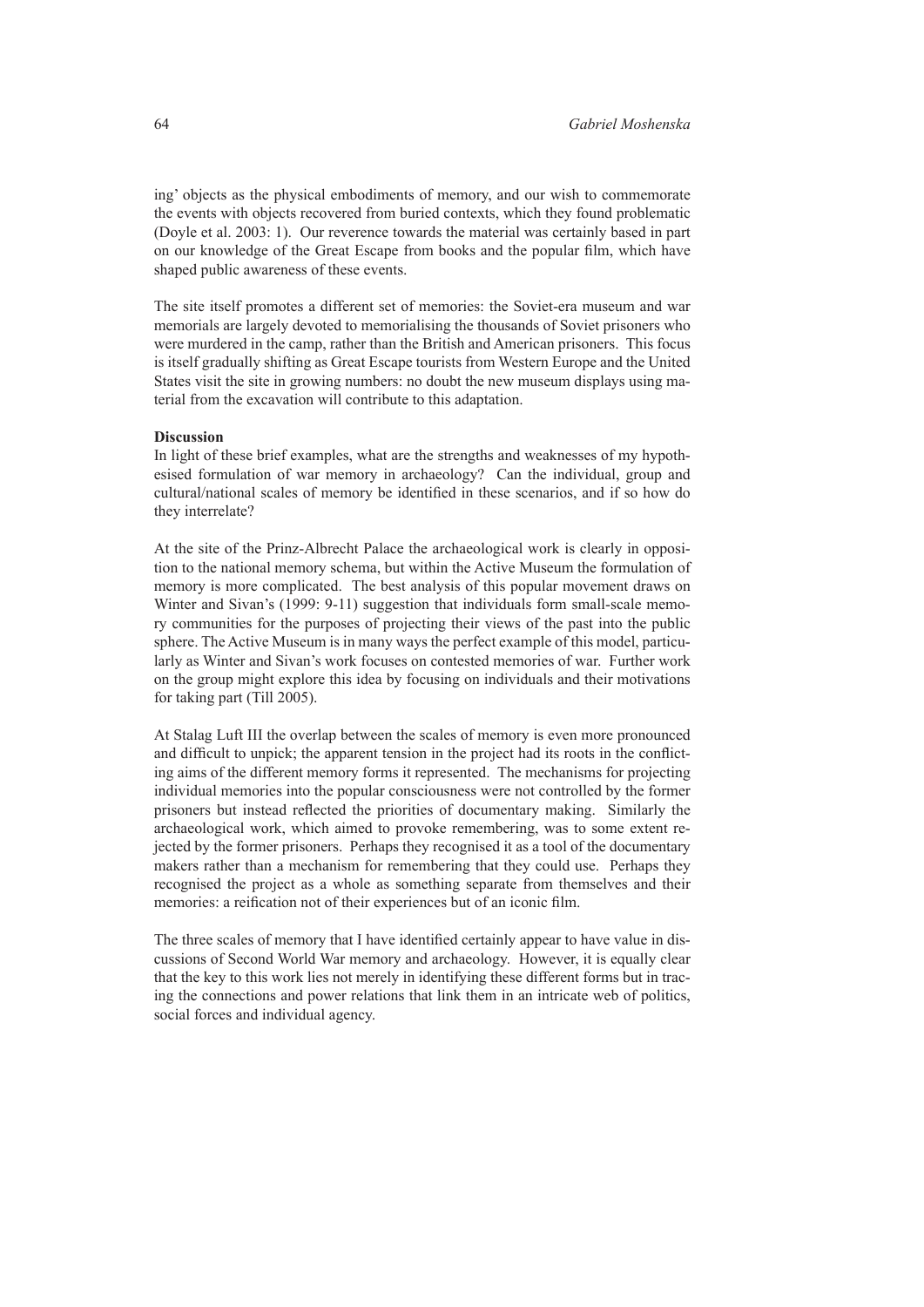ing' objects as the physical embodiments of memory, and our wish to commemorate the events with objects recovered from buried contexts, which they found problematic (Doyle et al. 2003: 1). Our reverence towards the material was certainly based in part on our knowledge of the Great Escape from books and the popular film, which have shaped public awareness of these events.

The site itself promotes a different set of memories: the Soviet-era museum and war memorials are largely devoted to memorialising the thousands of Soviet prisoners who were murdered in the camp, rather than the British and American prisoners. This focus is itself gradually shifting as Great Escape tourists from Western Europe and the United States visit the site in growing numbers: no doubt the new museum displays using material from the excavation will contribute to this adaptation.

**Discussion**

In light of these brief examples, what are the strengths and weaknesses of my hypothesised formulation of war memory in archaeology? Can the individual, group and cultural/national scales of memory be identified in these scenarios, and if so how do they interrelate?

At the site of the Prinz-Albrecht Palace the archaeological work is clearly in opposition to the national memory schema, but within the Active Museum the formulation of memory is more complicated. The best analysis of this popular movement draws on Winter and Sivan's (1999: 9-11) suggestion that individuals form small-scale memory communities for the purposes of projecting their views of the past into the public sphere. The Active Museum is in many ways the perfect example of this model, particularly as Winter and Sivan's work focuses on contested memories of war. Further work on the group might explore this idea by focusing on individuals and their motivations for taking part (Till 2005).

At Stalag Luft III the overlap between the scales of memory is even more pronounced and difficult to unpick; the apparent tension in the project had its roots in the conflicting aims of the different memory forms it represented. The mechanisms for projecting individual memories into the popular consciousness were not controlled by the former prisoners but instead reflected the priorities of documentary making. Similarly the archaeological work, which aimed to provoke remembering, was to some extent rejected by the former prisoners. Perhaps they recognised it as a tool of the documentary makers rather than a mechanism for remembering that they could use. Perhaps they recognised the project as a whole as something separate from themselves and their memories: a reification not of their experiences but of an iconic film.

The three scales of memory that I have identified certainly appear to have value in discussions of Second World War memory and archaeology. However, it is equally clear that the key to this work lies not merely in identifying these different forms but in tracing the connections and power relations that link them in an intricate web of politics, social forces and individual agency.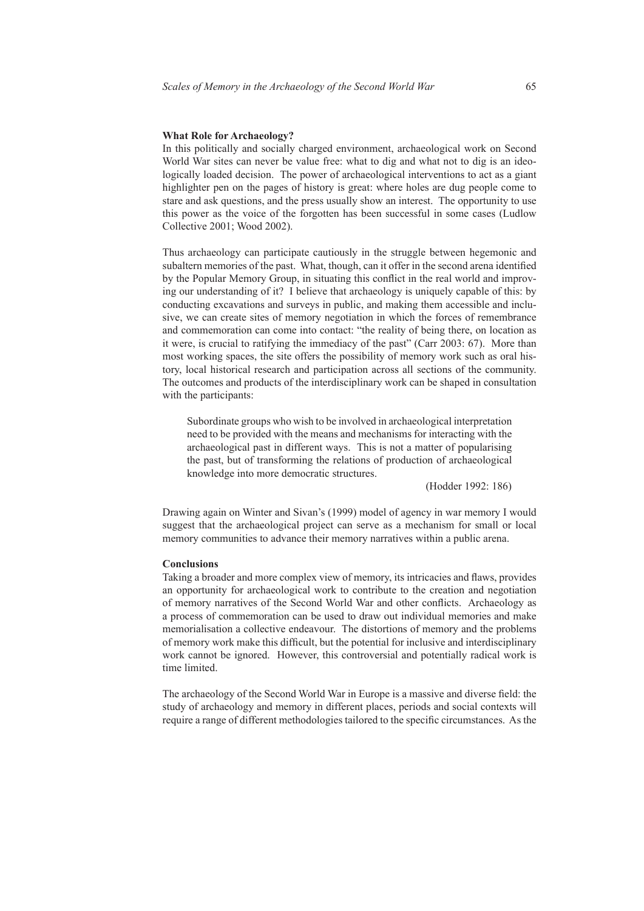**What Role for Archaeology?**

In this politically and socially charged environment, archaeological work on Second World War sites can never be value free: what to dig and what not to dig is an ideologically loaded decision. The power of archaeological interventions to act as a giant highlighter pen on the pages of history is great: where holes are dug people come to stare and ask questions, and the press usually show an interest. The opportunity to use this power as the voice of the forgotten has been successful in some cases (Ludlow Collective 2001; Wood 2002).

Thus archaeology can participate cautiously in the struggle between hegemonic and subaltern memories of the past. What, though, can it offer in the second arena identified by the Popular Memory Group, in situating this conflict in the real world and improving our understanding of it? I believe that archaeology is uniquely capable of this: by conducting excavations and surveys in public, and making them accessible and inclusive, we can create sites of memory negotiation in which the forces of remembrance and commemoration can come into contact: "the reality of being there, on location as it were, is crucial to ratifying the immediacy of the past" (Carr 2003: 67). More than most working spaces, the site offers the possibility of memory work such as oral history, local historical research and participation across all sections of the community. The outcomes and products of the interdisciplinary work can be shaped in consultation with the participants:

> Subordinate groups who wish to be involved in archaeological interpretation need to be provided with the means and mechanisms for interacting with the archaeological past in different ways. This is not a matter of popularising the past, but of transforming the relations of production of archaeological knowledge into more democratic structures.
>
> (Hodder 1992: 186)

Drawing again on Winter and Sivan's (1999) model of agency in war memory I would suggest that the archaeological project can serve as a mechanism for small or local memory communities to advance their memory narratives within a public arena.

**Conclusions**

Taking a broader and more complex view of memory, its intricacies and flaws, provides an opportunity for archaeological work to contribute to the creation and negotiation of memory narratives of the Second World War and other conflicts. Archaeology as a process of commemoration can be used to draw out individual memories and make memorialisation a collective endeavour. The distortions of memory and the problems of memory work make this difficult, but the potential for inclusive and interdisciplinary work cannot be ignored. However, this controversial and potentially radical work is time limited.

The archaeology of the Second World War in Europe is a massive and diverse field: the study of archaeology and memory in different places, periods and social contexts will require a range of different methodologies tailored to the specific circumstances. As the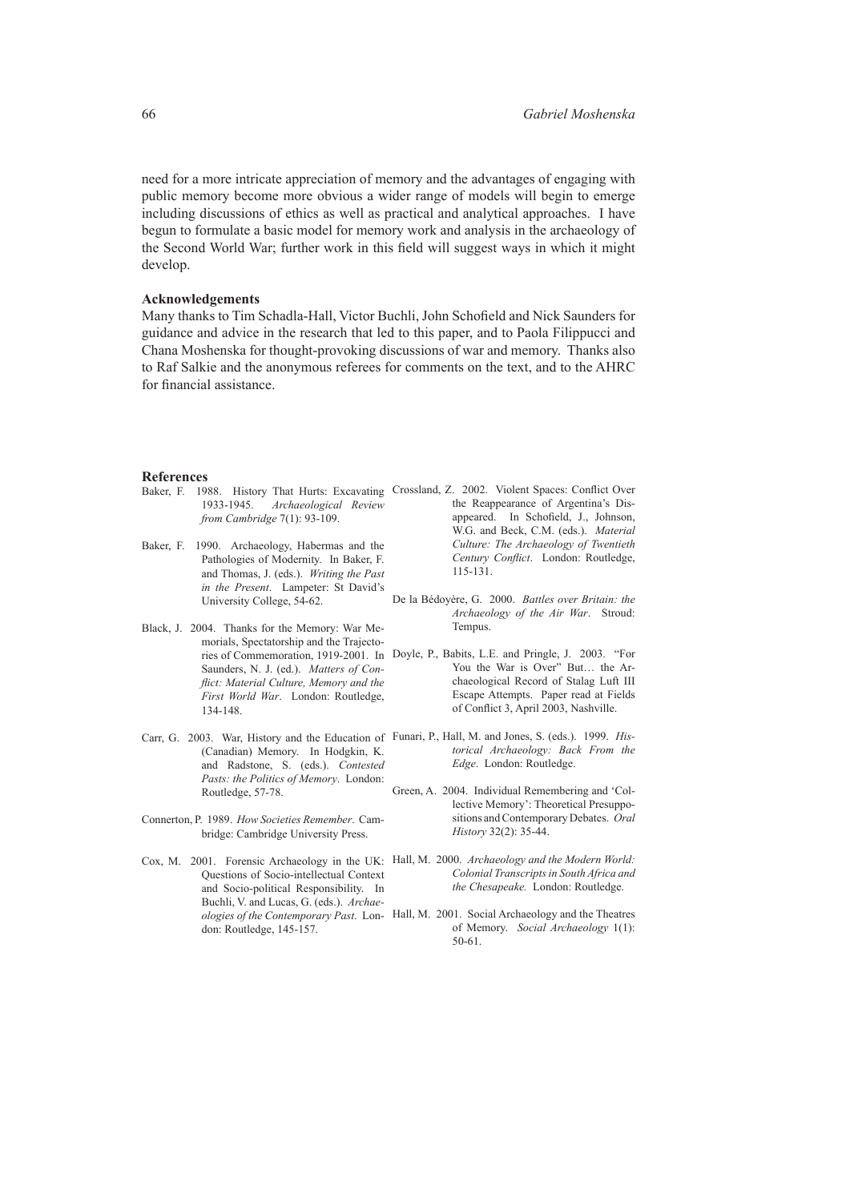need for a more intricate appreciation of memory and the advantages of engaging with public memory become more obvious a wider range of models will begin to emerge including discussions of ethics as well as practical and analytical approaches. I have begun to formulate a basic model for memory work and analysis in the archaeology of the Second World War; further work in this field will suggest ways in which it might develop.

**Acknowledgements**

Many thanks to Tim Schadla-Hall, Victor Buchli, John Schofield and Nick Saunders for guidance and advice in the research that led to this paper, and to Paola Filippucci and Chana Moshenska for thought-provoking discussions of war and memory. Thanks also to Raf Salkie and the anonymous referees for comments on the text, and to the AHRC for financial assistance.

**References**

Baker, F. 1988. History That Hurts: Excavating 1933-1945. *Archaeological Review from Cambridge* 7(1): 93-109.

Baker, F. 1990. Archaeology, Habermas and the Pathologies of Modernity. In Baker, F. and Thomas, J. (eds.). *Writing the Past in the Present*. Lampeter: St David's University College, 54-62.

Black, J. 2004. Thanks for the Memory: War Memorials, Spectatorship and the Trajectories of Commemoration, 1919-2001. In Saunders, N. J. (ed.). *Matters of Conflict: Material Culture, Memory and the First World War*. London: Routledge, 134-148.

Carr, G. 2003. War, History and the Education of (Canadian) Memory. In Hodgkin, K. and Radstone, S. (eds.). *Contested Pasts: the Politics of Memory*. London: Routledge, 57-78.

Connerton, P. 1989. *How Societies Remember*. Cambridge: Cambridge University Press.

Cox, M. 2001. Forensic Archaeology in the UK: Questions of Socio-intellectual Context and Socio-political Responsibility. In Buchli, V. and Lucas, G. (eds.). *Archaeologies of the Contemporary Past*. London: Routledge, 145-157.

Crossland, Z. 2002. Violent Spaces: Conflict Over the Reappearance of Argentina's Disappeared. In Schofield, J., Johnson, W.G. and Beck, C.M. (eds.). *Material Culture: The Archaeology of Twentieth Century Conflict*. London: Routledge, 115-131.

De la Bédoyère, G. 2000. *Battles over Britain: the Archaeology of the Air War*. Stroud: Tempus.

Doyle, P., Babits, L.E. and Pringle, J. 2003. "For You the War is Over" But… the Archaeological Record of Stalag Luft III Escape Attempts. Paper read at Fields of Conflict 3, April 2003, Nashville.

Funari, P., Hall, M. and Jones, S. (eds.). 1999. *Historical Archaeology: Back From the Edge*. London: Routledge.

Green, A. 2004. Individual Remembering and 'Collective Memory': Theoretical Presuppositions and Contemporary Debates. *Oral History* 32(2): 35-44.

Hall, M. 2000. *Archaeology and the Modern World: Colonial Transcripts in South Africa and the Chesapeake.* London: Routledge.

Hall, M. 2001. Social Archaeology and the Theatres of Memory. *Social Archaeology* 1(1): 50-61.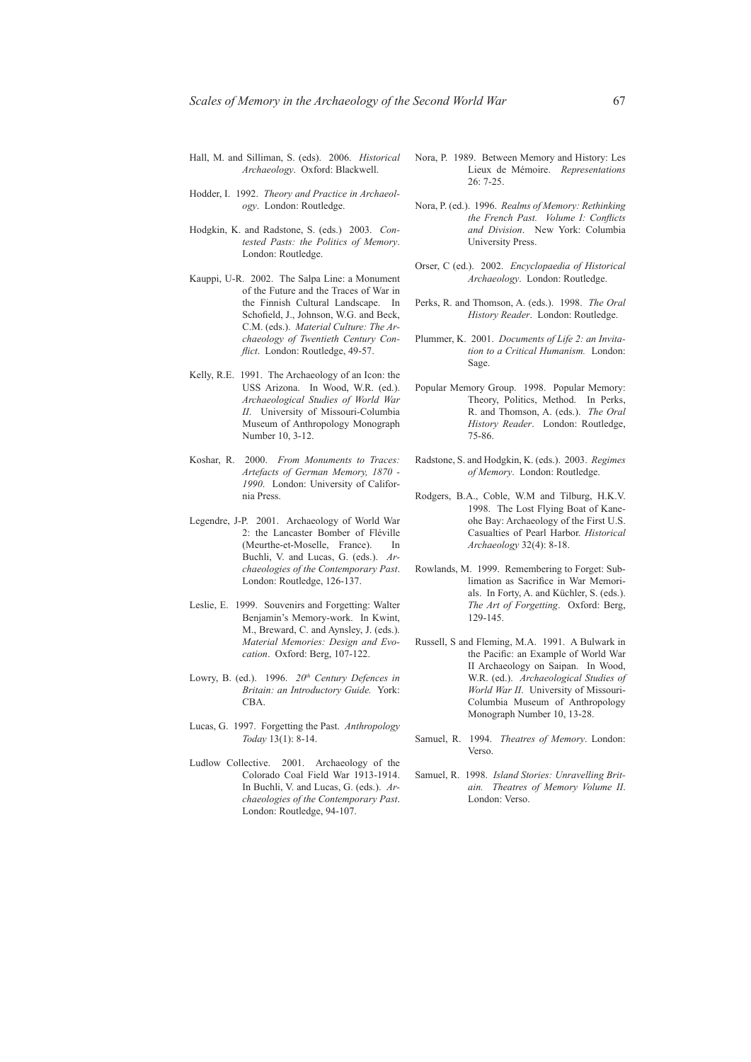Hall, M. and Silliman, S. (eds). 2006. *Historical Archaeology*. Oxford: Blackwell.

Hodder, I. 1992. *Theory and Practice in Archaeology*. London: Routledge.

Hodgkin, K. and Radstone, S. (eds.) 2003. *Contested Pasts: the Politics of Memory*. London: Routledge.

Kauppi, U-R. 2002. The Salpa Line: a Monument of the Future and the Traces of War in the Finnish Cultural Landscape. In Schofield, J., Johnson, W.G. and Beck, C.M. (eds.). *Material Culture: The Archaeology of Twentieth Century Conflict*. London: Routledge, 49-57.

Kelly, R.E. 1991. The Archaeology of an Icon: the USS Arizona. In Wood, W.R. (ed.). *Archaeological Studies of World War II*. University of Missouri-Columbia Museum of Anthropology Monograph Number 10, 3-12.

Koshar, R. 2000. *From Monuments to Traces: Artefacts of German Memory, 1870 - 1990*. London: University of California Press.

Legendre, J-P. 2001. Archaeology of World War 2: the Lancaster Bomber of Fléville (Meurthe-et-Moselle, France). In Buchli, V. and Lucas, G. (eds.). *Archaeologies of the Contemporary Past*. London: Routledge, 126-137.

Leslie, E. 1999. Souvenirs and Forgetting: Walter Benjamin's Memory-work. In Kwint, M., Breward, C. and Aynsley, J. (eds.). *Material Memories: Design and Evocation*. Oxford: Berg, 107-122.

Lowry, B. (ed.). 1996. *20th Century Defences in Britain: an Introductory Guide.* York: CBA.

Lucas, G. 1997. Forgetting the Past. *Anthropology Today* 13(1): 8-14.

Ludlow Collective. 2001. Archaeology of the Colorado Coal Field War 1913-1914. In Buchli, V. and Lucas, G. (eds.). *Archaeologies of the Contemporary Past*. London: Routledge, 94-107.

Nora, P. 1989. Between Memory and History: Les Lieux de Mémoire. *Representations* 26: 7-25.

Nora, P. (ed.). 1996. *Realms of Memory: Rethinking the French Past. Volume I: Conflicts and Division*. New York: Columbia University Press.

Orser, C (ed.). 2002. *Encyclopaedia of Historical Archaeology*. London: Routledge.

Perks, R. and Thomson, A. (eds.). 1998. *The Oral History Reader*. London: Routledge.

Plummer, K. 2001. *Documents of Life 2: an Invitation to a Critical Humanism.* London: Sage.

Popular Memory Group. 1998. Popular Memory: Theory, Politics, Method. In Perks, R. and Thomson, A. (eds.). *The Oral History Reader*. London: Routledge, 75-86.

Radstone, S. and Hodgkin, K. (eds.). 2003. *Regimes of Memory*. London: Routledge.

Rodgers, B.A., Coble, W.M and Tilburg, H.K.V. 1998. The Lost Flying Boat of Kaneohe Bay: Archaeology of the First U.S. Casualties of Pearl Harbor. *Historical Archaeology* 32(4): 8-18.

Rowlands, M. 1999. Remembering to Forget: Sublimation as Sacrifice in War Memorials. In Forty, A. and Küchler, S. (eds.). *The Art of Forgetting*. Oxford: Berg, 129-145.

Russell, S and Fleming, M.A. 1991. A Bulwark in the Pacific: an Example of World War II Archaeology on Saipan. In Wood, W.R. (ed.). *Archaeological Studies of World War II*. University of Missouri-Columbia Museum of Anthropology Monograph Number 10, 13-28.

Samuel, R. 1994. *Theatres of Memory*. London: Verso.

Samuel, R. 1998. *Island Stories: Unravelling Britain. Theatres of Memory Volume II*. London: Verso.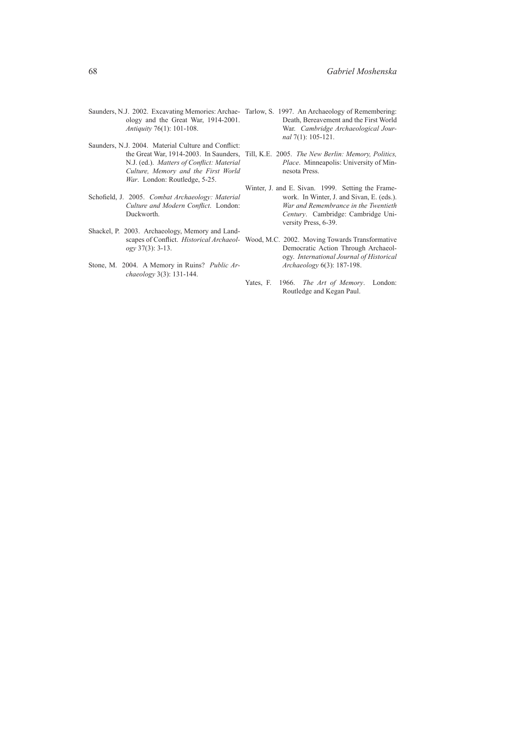Saunders, N.J. 2002. Excavating Memories: Archaeology and the Great War, 1914-2001. *Antiquity* 76(1): 101-108.

Saunders, N.J. 2004. Material Culture and Conflict: the Great War, 1914-2003. In Saunders, N.J. (ed.). *Matters of Conflict: Material Culture, Memory and the First World War*. London: Routledge, 5-25.

Schofield, J. 2005. *Combat Archaeology: Material Culture and Modern Conflict*. London: Duckworth.

Shackel, P. 2003. Archaeology, Memory and Landscapes of Conflict. *Historical Archaeology* 37(3): 3-13.

Stone, M. 2004. A Memory in Ruins? *Public Archaeology* 3(3): 131-144.

Tarlow, S. 1997. An Archaeology of Remembering: Death, Bereavement and the First World War. *Cambridge Archaeological Journal* 7(1): 105-121.

Till, K.E. 2005. *The New Berlin: Memory, Politics, Place*. Minneapolis: University of Minnesota Press.

Winter, J. and E. Sivan. 1999. Setting the Framework. In Winter, J. and Sivan, E. (eds.). *War and Remembrance in the Twentieth Century*. Cambridge: Cambridge University Press, 6-39.

Wood, M.C. 2002. Moving Towards Transformative Democratic Action Through Archaeology. *International Journal of Historical Archaeology* 6(3): 187-198.

Yates, F. 1966. *The Art of Memory*. London: Routledge and Kegan Paul.